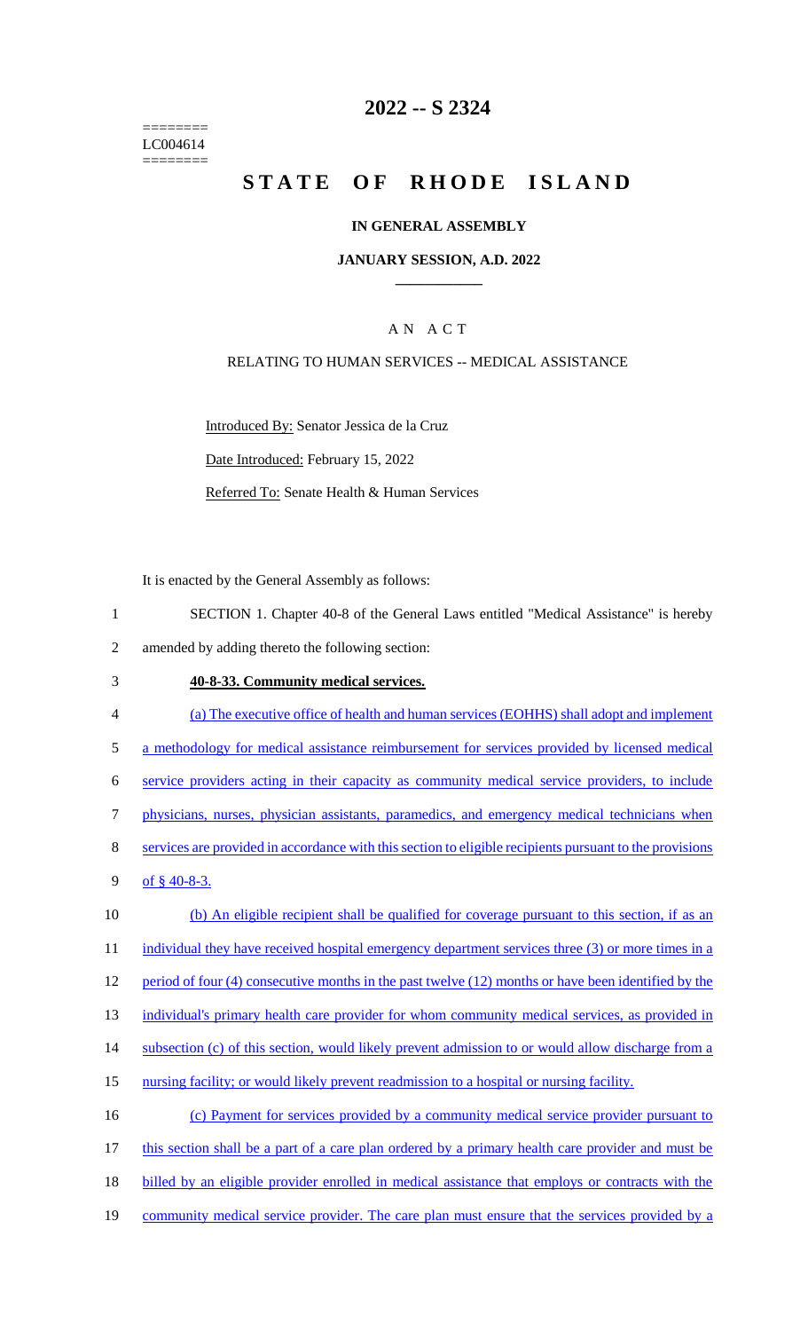========
LC004614
========

# 2022 -- S 2324

# STATE OF RHODE ISLAND

## IN GENERAL ASSEMBLY

### JANUARY SESSION, A.D. 2022

### A N A C T

RELATING TO HUMAN SERVICES -- MEDICAL ASSISTANCE

Introduced By: Senator Jessica de la Cruz

Date Introduced: February 15, 2022

Referred To: Senate Health & Human Services

It is enacted by the General Assembly as follows:

1 SECTION 1. Chapter 40-8 of the General Laws entitled "Medical Assistance" is hereby
2 amended by adding thereto the following section:

3 **40-8-33. Community medical services.**

4 (a) The executive office of health and human services (EOHHS) shall adopt and implement
5 a methodology for medical assistance reimbursement for services provided by licensed medical
6 service providers acting in their capacity as community medical service providers, to include
7 physicians, nurses, physician assistants, paramedics, and emergency medical technicians when
8 services are provided in accordance with this section to eligible recipients pursuant to the provisions
9 of § 40-8-3.

10 (b) An eligible recipient shall be qualified for coverage pursuant to this section, if as an
11 individual they have received hospital emergency department services three (3) or more times in a
12 period of four (4) consecutive months in the past twelve (12) months or have been identified by the
13 individual's primary health care provider for whom community medical services, as provided in
14 subsection (c) of this section, would likely prevent admission to or would allow discharge from a
15 nursing facility; or would likely prevent readmission to a hospital or nursing facility.

16 (c) Payment for services provided by a community medical service provider pursuant to
17 this section shall be a part of a care plan ordered by a primary health care provider and must be
18 billed by an eligible provider enrolled in medical assistance that employs or contracts with the
19 community medical service provider. The care plan must ensure that the services provided by a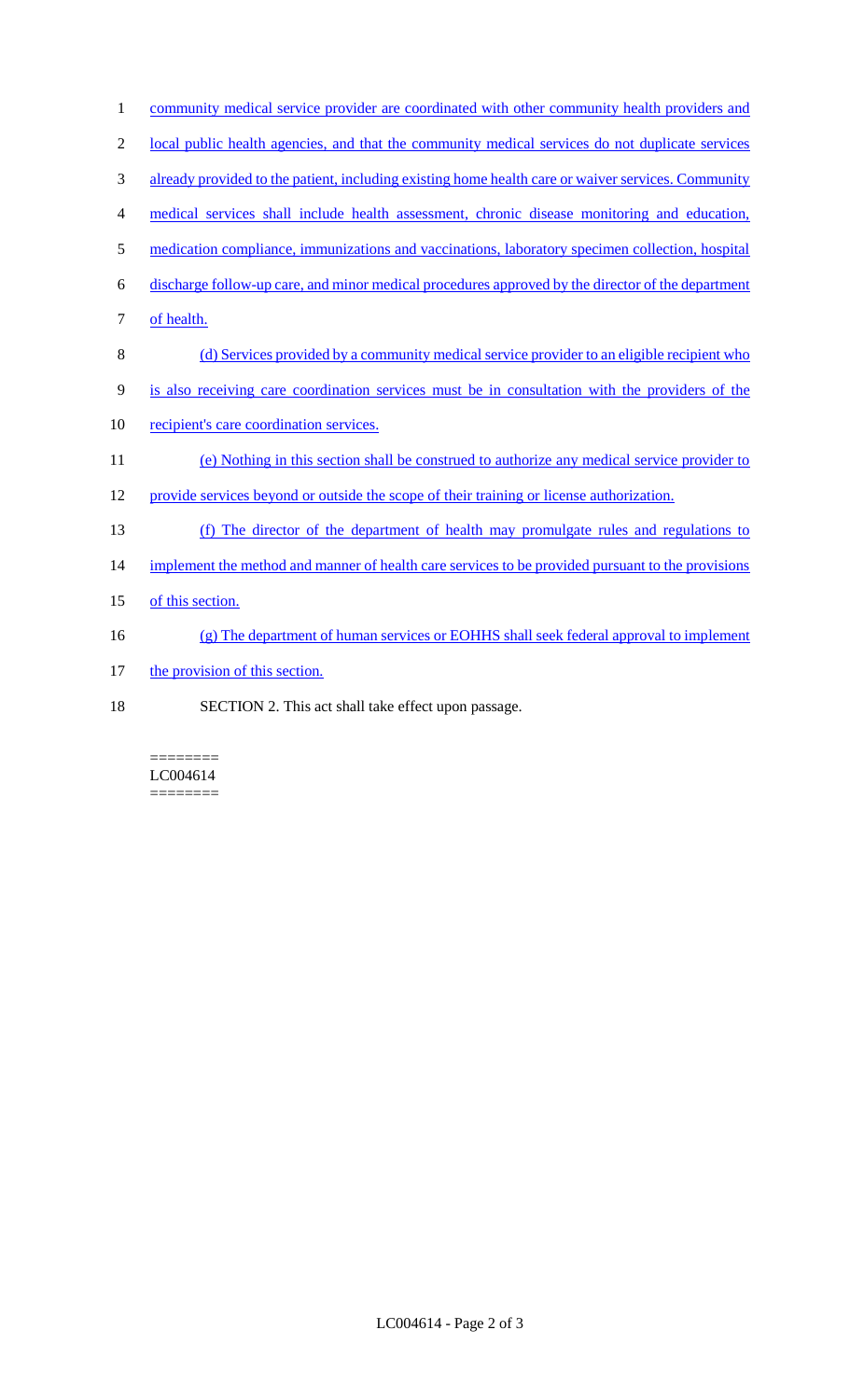community medical service provider are coordinated with other community health providers and local public health agencies, and that the community medical services do not duplicate services already provided to the patient, including existing home health care or waiver services. Community medical services shall include health assessment, chronic disease monitoring and education, medication compliance, immunizations and vaccinations, laboratory specimen collection, hospital discharge follow-up care, and minor medical procedures approved by the director of the department of health.

(d) Services provided by a community medical service provider to an eligible recipient who is also receiving care coordination services must be in consultation with the providers of the recipient's care coordination services.

(e) Nothing in this section shall be construed to authorize any medical service provider to provide services beyond or outside the scope of their training or license authorization.

(f) The director of the department of health may promulgate rules and regulations to implement the method and manner of health care services to be provided pursuant to the provisions of this section.

(g) The department of human services or EOHHS shall seek federal approval to implement the provision of this section.

SECTION 2. This act shall take effect upon passage.

========
LC004614
========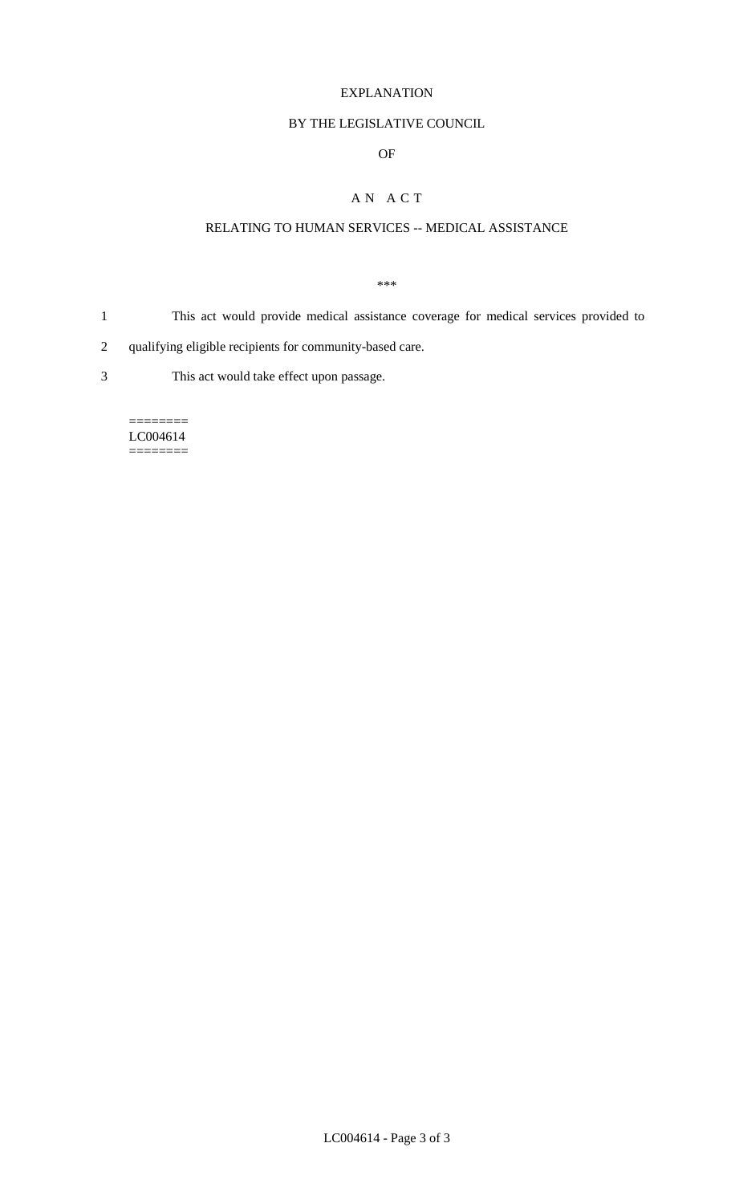EXPLANATION

BY THE LEGISLATIVE COUNCIL

OF

A N A C T

RELATING TO HUMAN SERVICES -- MEDICAL ASSISTANCE

\*\*\*

1 This act would provide medical assistance coverage for medical services provided to
2 qualifying eligible recipients for community-based care.
3 This act would take effect upon passage.

========
LC004614
========